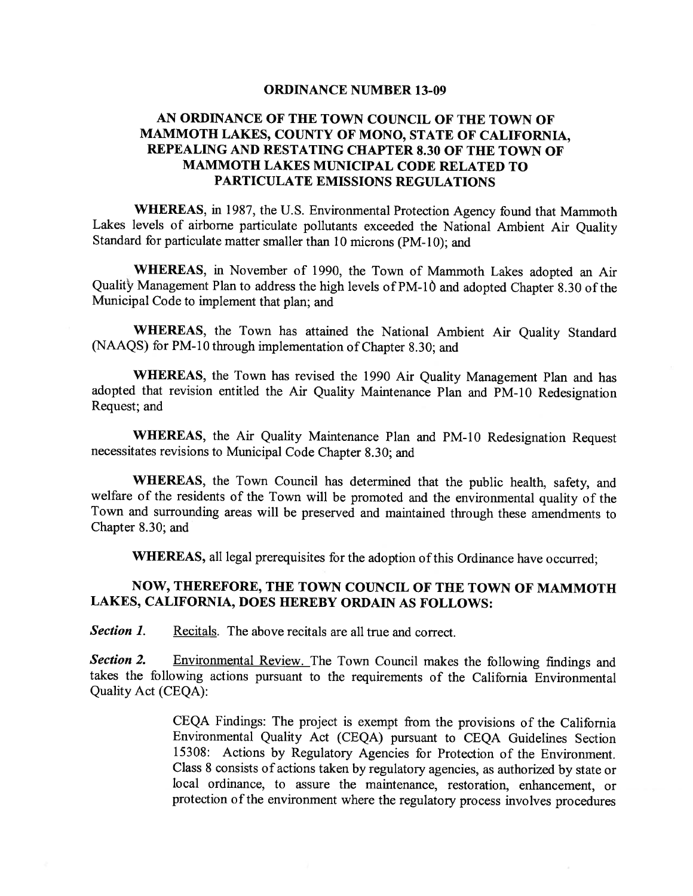# ORDINANCE NUMBER 13-09

## AN ORDINANCE OF THE TOWN COUNCIL OF THE TOWN OF MAMMOTH LAKES, COUNTY OF MONO, STATE OF CALIFORNIA, REPEALING AND RESTATING CHAPTER 8.30 OF THE TOWN OF MAMMOTH LAKES MUNICIPAL CODE RELATED TO PARTICULATE EMISSIONS REGULATIONS

**WHEREAS**, in 1987, the U.S. Environmental Protection Agency found that Mammoth Lakes levels of airborne particulate pollutants exceeded the National Ambient Air Quality Standard for particulate matter smaller than 10 microns (PM-10); and

**WHEREAS**, in November of 1990, the Town of Mammoth Lakes adopted an Air Quality Management Plan to address the high levels of PM-10 and adopted Chapter 8.30 of the Municipal Code to implement that plan; and

**WHEREAS**, the Town has attained the National Ambient Air Quality Standard (NAAQS) for PM-10 through implementation of Chapter 8.30; and

**WHEREAS**, the Town has revised the 1990 Air Quality Management Plan and has adopted that revision entitled the Air Quality Maintenance Plan and PM-10 Redesignation Request; and

**WHEREAS**, the Air Quality Maintenance Plan and PM-10 Redesignation Request necessitates revisions to Municipal Code Chapter 8.30; and

**WHEREAS**, the Town Council has determined that the public health, safety, and welfare of the residents of the Town will be promoted and the environmental quality of the Town and surrounding areas will be preserved and maintained through these amendments to Chapter 8.30; and

**WHEREAS,** all legal prerequisites for the adoption of this Ordinance have occurred;

**NOW, THEREFORE, THE TOWN COUNCIL OF THE TOWN OF MAMMOTH LAKES, CALIFORNIA, DOES HEREBY ORDAIN AS FOLLOWS:**

***Section 1.*** Recitals. The above recitals are all true and correct.

***Section 2.*** Environmental Review. The Town Council makes the following findings and takes the following actions pursuant to the requirements of the California Environmental Quality Act (CEQA):

> CEQA Findings: The project is exempt from the provisions of the California Environmental Quality Act (CEQA) pursuant to CEQA Guidelines Section 15308: Actions by Regulatory Agencies for Protection of the Environment. Class 8 consists of actions taken by regulatory agencies, as authorized by state or local ordinance, to assure the maintenance, restoration, enhancement, or protection of the environment where the regulatory process involves procedures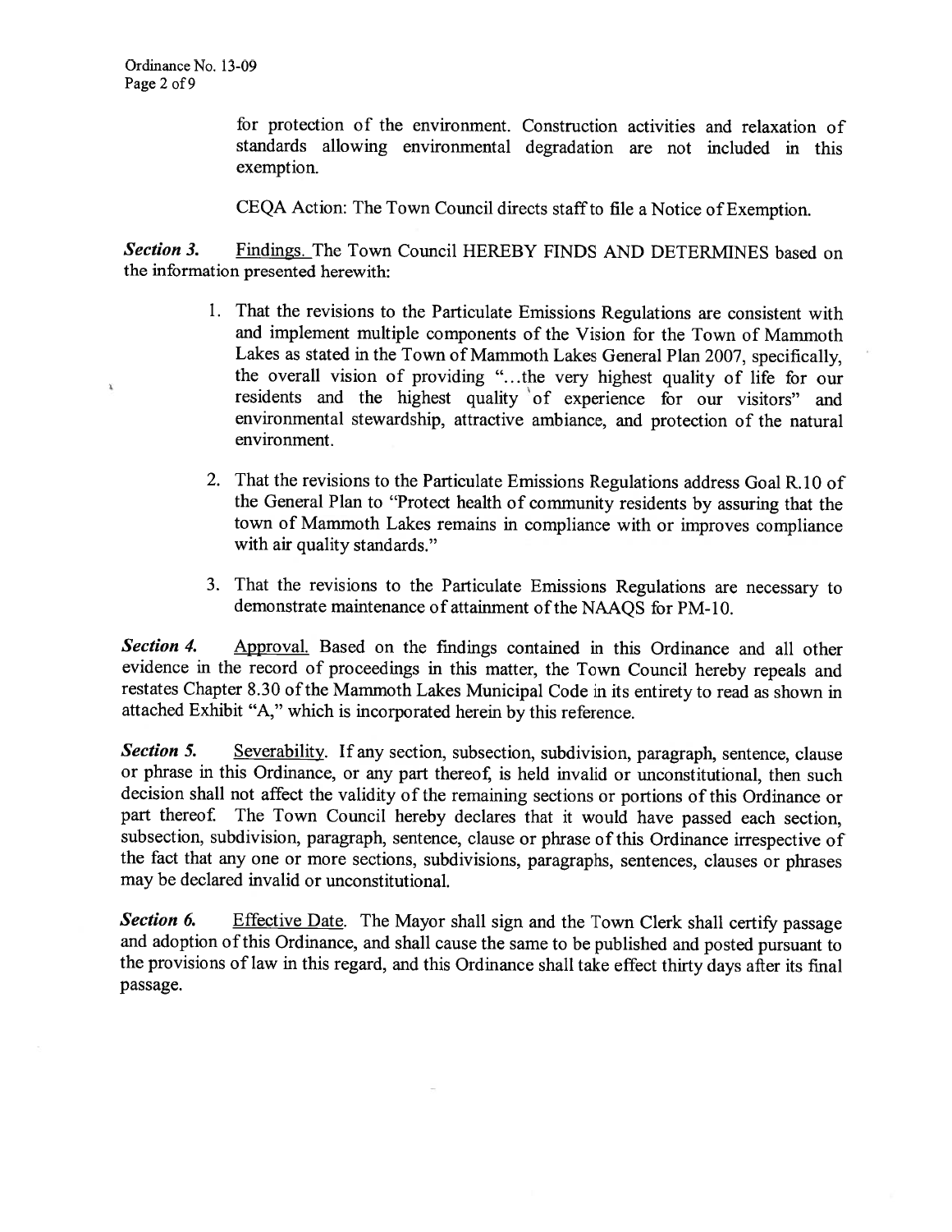for protection of the environment. Construction activities and relaxation of standards allowing environmental degradation are not included in this exemption.

CEQA Action: The Town Council directs staff to file a Notice of Exemption.

***Section 3.*** Findings. The Town Council HEREBY FINDS AND DETERMINES based on the information presented herewith:

1. That the revisions to the Particulate Emissions Regulations are consistent with and implement multiple components of the Vision for the Town of Mammoth Lakes as stated in the Town of Mammoth Lakes General Plan 2007, specifically, the overall vision of providing "...the very highest quality of life for our residents and the highest quality of experience for our visitors" and environmental stewardship, attractive ambiance, and protection of the natural environment.

2. That the revisions to the Particulate Emissions Regulations address Goal R.10 of the General Plan to "Protect health of community residents by assuring that the town of Mammoth Lakes remains in compliance with or improves compliance with air quality standards."

3. That the revisions to the Particulate Emissions Regulations are necessary to demonstrate maintenance of attainment of the NAAQS for PM-10.

***Section 4.*** Approval. Based on the findings contained in this Ordinance and all other evidence in the record of proceedings in this matter, the Town Council hereby repeals and restates Chapter 8.30 of the Mammoth Lakes Municipal Code in its entirety to read as shown in attached Exhibit "A," which is incorporated herein by this reference.

***Section 5.*** Severability. If any section, subsection, subdivision, paragraph, sentence, clause or phrase in this Ordinance, or any part thereof, is held invalid or unconstitutional, then such decision shall not affect the validity of the remaining sections or portions of this Ordinance or part thereof. The Town Council hereby declares that it would have passed each section, subsection, subdivision, paragraph, sentence, clause or phrase of this Ordinance irrespective of the fact that any one or more sections, subdivisions, paragraphs, sentences, clauses or phrases may be declared invalid or unconstitutional.

***Section 6.*** Effective Date. The Mayor shall sign and the Town Clerk shall certify passage and adoption of this Ordinance, and shall cause the same to be published and posted pursuant to the provisions of law in this regard, and this Ordinance shall take effect thirty days after its final passage.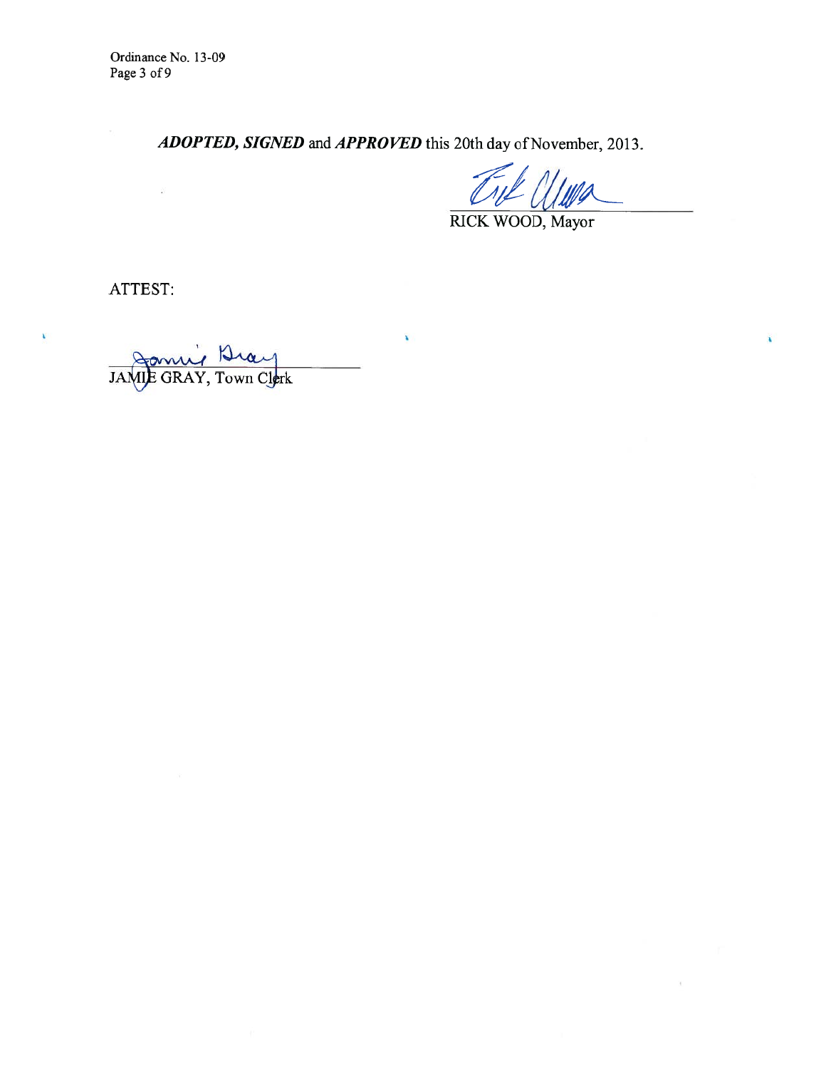***ADOPTED, SIGNED*** and ***APPROVED*** this 20th day of November, 2013.

RICK WOOD, Mayor

ATTEST:

JAMIE GRAY, Town Clerk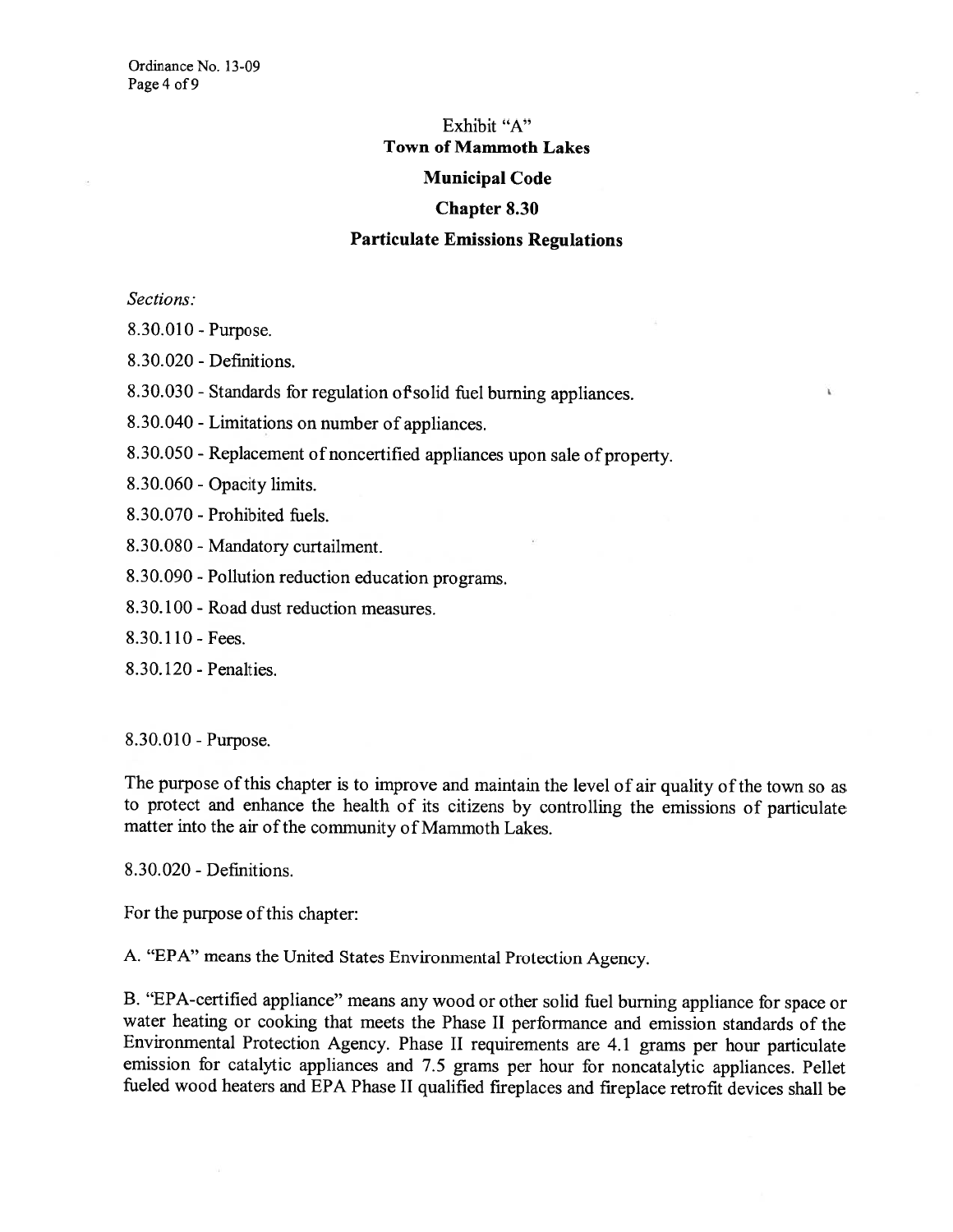Exhibit "A"

# Town of Mammoth Lakes

## Municipal Code

## Chapter 8.30

## Particulate Emissions Regulations

*Sections:*

8.30.010 - Purpose.

8.30.020 - Definitions.

8.30.030 - Standards for regulation of solid fuel burning appliances.

8.30.040 - Limitations on number of appliances.

8.30.050 - Replacement of noncertified appliances upon sale of property.

8.30.060 - Opacity limits.

8.30.070 - Prohibited fuels.

8.30.080 - Mandatory curtailment.

8.30.090 - Pollution reduction education programs.

8.30.100 - Road dust reduction measures.

8.30.110 - Fees.

8.30.120 - Penalties.

8.30.010 - Purpose.

The purpose of this chapter is to improve and maintain the level of air quality of the town so as to protect and enhance the health of its citizens by controlling the emissions of particulate matter into the air of the community of Mammoth Lakes.

8.30.020 - Definitions.

For the purpose of this chapter:

A. "EPA" means the United States Environmental Protection Agency.

B. "EPA-certified appliance" means any wood or other solid fuel burning appliance for space or water heating or cooking that meets the Phase II performance and emission standards of the Environmental Protection Agency. Phase II requirements are 4.1 grams per hour particulate emission for catalytic appliances and 7.5 grams per hour for noncatalytic appliances. Pellet fueled wood heaters and EPA Phase II qualified fireplaces and fireplace retrofit devices shall be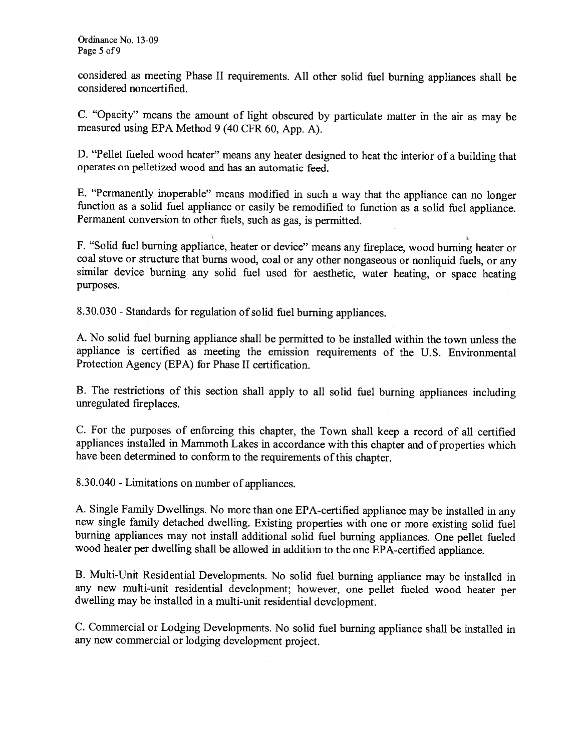considered as meeting Phase II requirements. All other solid fuel burning appliances shall be considered noncertified.

C. "Opacity" means the amount of light obscured by particulate matter in the air as may be measured using EPA Method 9 (40 CFR 60, App. A).

D. "Pellet fueled wood heater" means any heater designed to heat the interior of a building that operates on pelletized wood and has an automatic feed.

E. "Permanently inoperable" means modified in such a way that the appliance can no longer function as a solid fuel appliance or easily be remodified to function as a solid fuel appliance. Permanent conversion to other fuels, such as gas, is permitted.

F. "Solid fuel burning appliance, heater or device" means any fireplace, wood burning heater or coal stove or structure that burns wood, coal or any other nongaseous or nonliquid fuels, or any similar device burning any solid fuel used for aesthetic, water heating, or space heating purposes.

8.30.030 - Standards for regulation of solid fuel burning appliances.

A. No solid fuel burning appliance shall be permitted to be installed within the town unless the appliance is certified as meeting the emission requirements of the U.S. Environmental Protection Agency (EPA) for Phase II certification.

B. The restrictions of this section shall apply to all solid fuel burning appliances including unregulated fireplaces.

C. For the purposes of enforcing this chapter, the Town shall keep a record of all certified appliances installed in Mammoth Lakes in accordance with this chapter and of properties which have been determined to conform to the requirements of this chapter.

8.30.040 - Limitations on number of appliances.

A. Single Family Dwellings. No more than one EPA-certified appliance may be installed in any new single family detached dwelling. Existing properties with one or more existing solid fuel burning appliances may not install additional solid fuel burning appliances. One pellet fueled wood heater per dwelling shall be allowed in addition to the one EPA-certified appliance.

B. Multi-Unit Residential Developments. No solid fuel burning appliance may be installed in any new multi-unit residential development; however, one pellet fueled wood heater per dwelling may be installed in a multi-unit residential development.

C. Commercial or Lodging Developments. No solid fuel burning appliance shall be installed in any new commercial or lodging development project.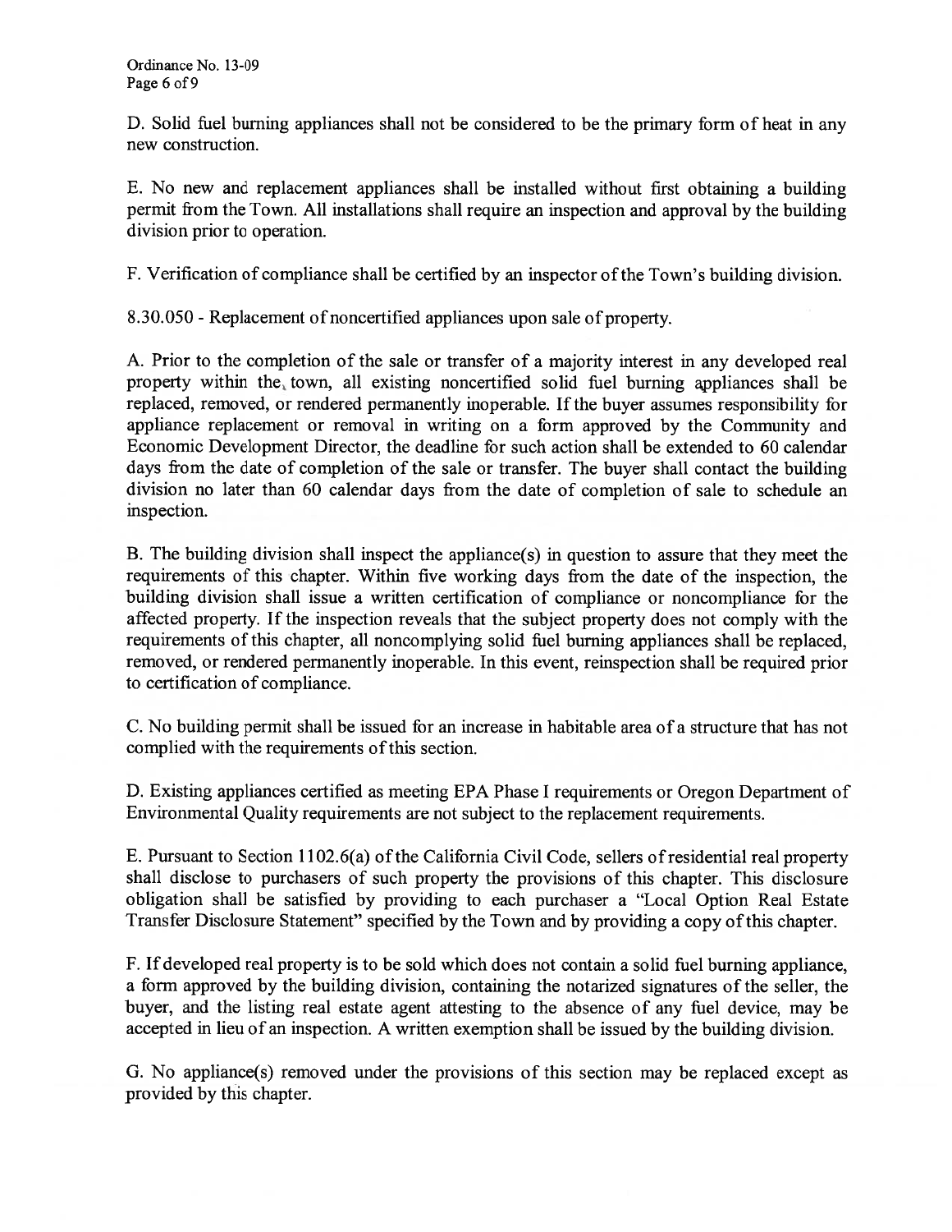D. Solid fuel burning appliances shall not be considered to be the primary form of heat in any new construction.

E. No new and replacement appliances shall be installed without first obtaining a building permit from the Town. All installations shall require an inspection and approval by the building division prior to operation.

F. Verification of compliance shall be certified by an inspector of the Town's building division.

8.30.050 - Replacement of noncertified appliances upon sale of property.

A. Prior to the completion of the sale or transfer of a majority interest in any developed real property within the town, all existing noncertified solid fuel burning appliances shall be replaced, removed, or rendered permanently inoperable. If the buyer assumes responsibility for appliance replacement or removal in writing on a form approved by the Community and Economic Development Director, the deadline for such action shall be extended to 60 calendar days from the date of completion of the sale or transfer. The buyer shall contact the building division no later than 60 calendar days from the date of completion of sale to schedule an inspection.

B. The building division shall inspect the appliance(s) in question to assure that they meet the requirements of this chapter. Within five working days from the date of the inspection, the building division shall issue a written certification of compliance or noncompliance for the affected property. If the inspection reveals that the subject property does not comply with the requirements of this chapter, all noncomplying solid fuel burning appliances shall be replaced, removed, or rendered permanently inoperable. In this event, reinspection shall be required prior to certification of compliance.

C. No building permit shall be issued for an increase in habitable area of a structure that has not complied with the requirements of this section.

D. Existing appliances certified as meeting EPA Phase I requirements or Oregon Department of Environmental Quality requirements are not subject to the replacement requirements.

E. Pursuant to Section 1102.6(a) of the California Civil Code, sellers of residential real property shall disclose to purchasers of such property the provisions of this chapter. This disclosure obligation shall be satisfied by providing to each purchaser a "Local Option Real Estate Transfer Disclosure Statement" specified by the Town and by providing a copy of this chapter.

F. If developed real property is to be sold which does not contain a solid fuel burning appliance, a form approved by the building division, containing the notarized signatures of the seller, the buyer, and the listing real estate agent attesting to the absence of any fuel device, may be accepted in lieu of an inspection. A written exemption shall be issued by the building division.

G. No appliance(s) removed under the provisions of this section may be replaced except as provided by this chapter.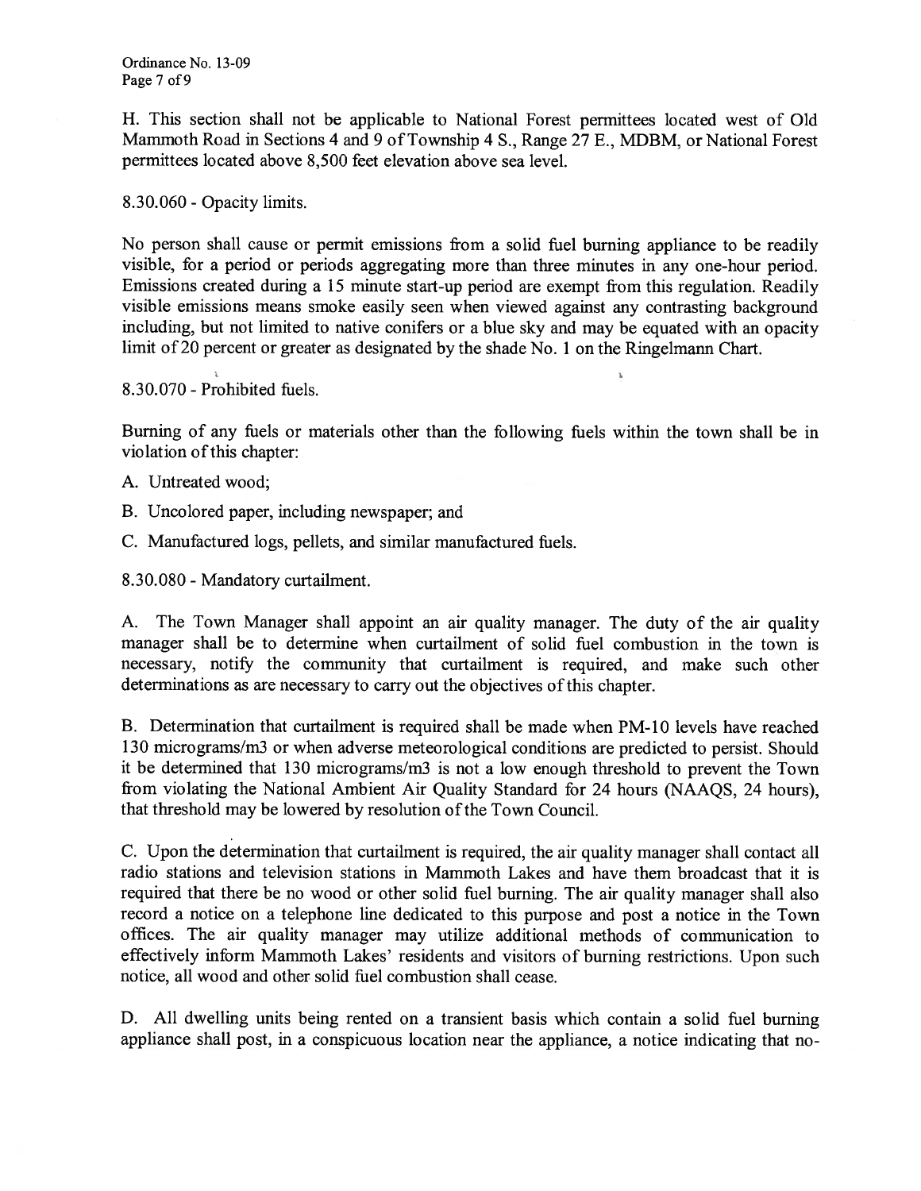H. This section shall not be applicable to National Forest permittees located west of Old Mammoth Road in Sections 4 and 9 of Township 4 S., Range 27 E., MDBM, or National Forest permittees located above 8,500 feet elevation above sea level.

8.30.060 - Opacity limits.

No person shall cause or permit emissions from a solid fuel burning appliance to be readily visible, for a period or periods aggregating more than three minutes in any one-hour period. Emissions created during a 15 minute start-up period are exempt from this regulation. Readily visible emissions means smoke easily seen when viewed against any contrasting background including, but not limited to native conifers or a blue sky and may be equated with an opacity limit of 20 percent or greater as designated by the shade No. 1 on the Ringelmann Chart.

8.30.070 - Prohibited fuels.

Burning of any fuels or materials other than the following fuels within the town shall be in violation of this chapter:

A. Untreated wood;

B. Uncolored paper, including newspaper; and

C. Manufactured logs, pellets, and similar manufactured fuels.

8.30.080 - Mandatory curtailment.

A. The Town Manager shall appoint an air quality manager. The duty of the air quality manager shall be to determine when curtailment of solid fuel combustion in the town is necessary, notify the community that curtailment is required, and make such other determinations as are necessary to carry out the objectives of this chapter.

B. Determination that curtailment is required shall be made when PM-10 levels have reached 130 micrograms/m3 or when adverse meteorological conditions are predicted to persist. Should it be determined that 130 micrograms/m3 is not a low enough threshold to prevent the Town from violating the National Ambient Air Quality Standard for 24 hours (NAAQS, 24 hours), that threshold may be lowered by resolution of the Town Council.

C. Upon the determination that curtailment is required, the air quality manager shall contact all radio stations and television stations in Mammoth Lakes and have them broadcast that it is required that there be no wood or other solid fuel burning. The air quality manager shall also record a notice on a telephone line dedicated to this purpose and post a notice in the Town offices. The air quality manager may utilize additional methods of communication to effectively inform Mammoth Lakes' residents and visitors of burning restrictions. Upon such notice, all wood and other solid fuel combustion shall cease.

D. All dwelling units being rented on a transient basis which contain a solid fuel burning appliance shall post, in a conspicuous location near the appliance, a notice indicating that no-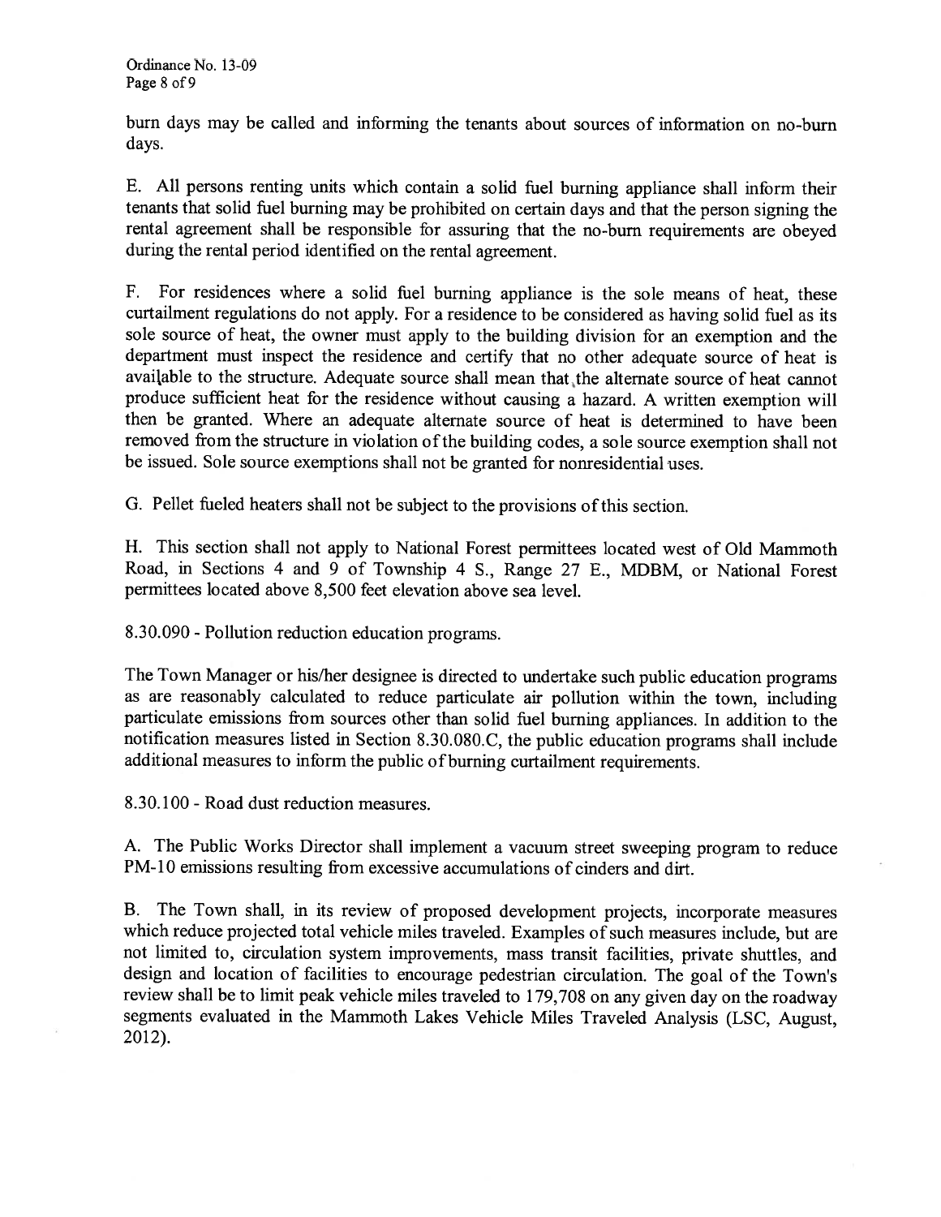burn days may be called and informing the tenants about sources of information on no-burn days.

E. All persons renting units which contain a solid fuel burning appliance shall inform their tenants that solid fuel burning may be prohibited on certain days and that the person signing the rental agreement shall be responsible for assuring that the no-burn requirements are obeyed during the rental period identified on the rental agreement.

F. For residences where a solid fuel burning appliance is the sole means of heat, these curtailment regulations do not apply. For a residence to be considered as having solid fuel as its sole source of heat, the owner must apply to the building division for an exemption and the department must inspect the residence and certify that no other adequate source of heat is available to the structure. Adequate source shall mean that the alternate source of heat cannot produce sufficient heat for the residence without causing a hazard. A written exemption will then be granted. Where an adequate alternate source of heat is determined to have been removed from the structure in violation of the building codes, a sole source exemption shall not be issued. Sole source exemptions shall not be granted for nonresidential uses.

G. Pellet fueled heaters shall not be subject to the provisions of this section.

H. This section shall not apply to National Forest permittees located west of Old Mammoth Road, in Sections 4 and 9 of Township 4 S., Range 27 E., MDBM, or National Forest permittees located above 8,500 feet elevation above sea level.

8.30.090 - Pollution reduction education programs.

The Town Manager or his/her designee is directed to undertake such public education programs as are reasonably calculated to reduce particulate air pollution within the town, including particulate emissions from sources other than solid fuel burning appliances. In addition to the notification measures listed in Section 8.30.080.C, the public education programs shall include additional measures to inform the public of burning curtailment requirements.

8.30.100 - Road dust reduction measures.

A. The Public Works Director shall implement a vacuum street sweeping program to reduce PM-10 emissions resulting from excessive accumulations of cinders and dirt.

B. The Town shall, in its review of proposed development projects, incorporate measures which reduce projected total vehicle miles traveled. Examples of such measures include, but are not limited to, circulation system improvements, mass transit facilities, private shuttles, and design and location of facilities to encourage pedestrian circulation. The goal of the Town's review shall be to limit peak vehicle miles traveled to 179,708 on any given day on the roadway segments evaluated in the Mammoth Lakes Vehicle Miles Traveled Analysis (LSC, August, 2012).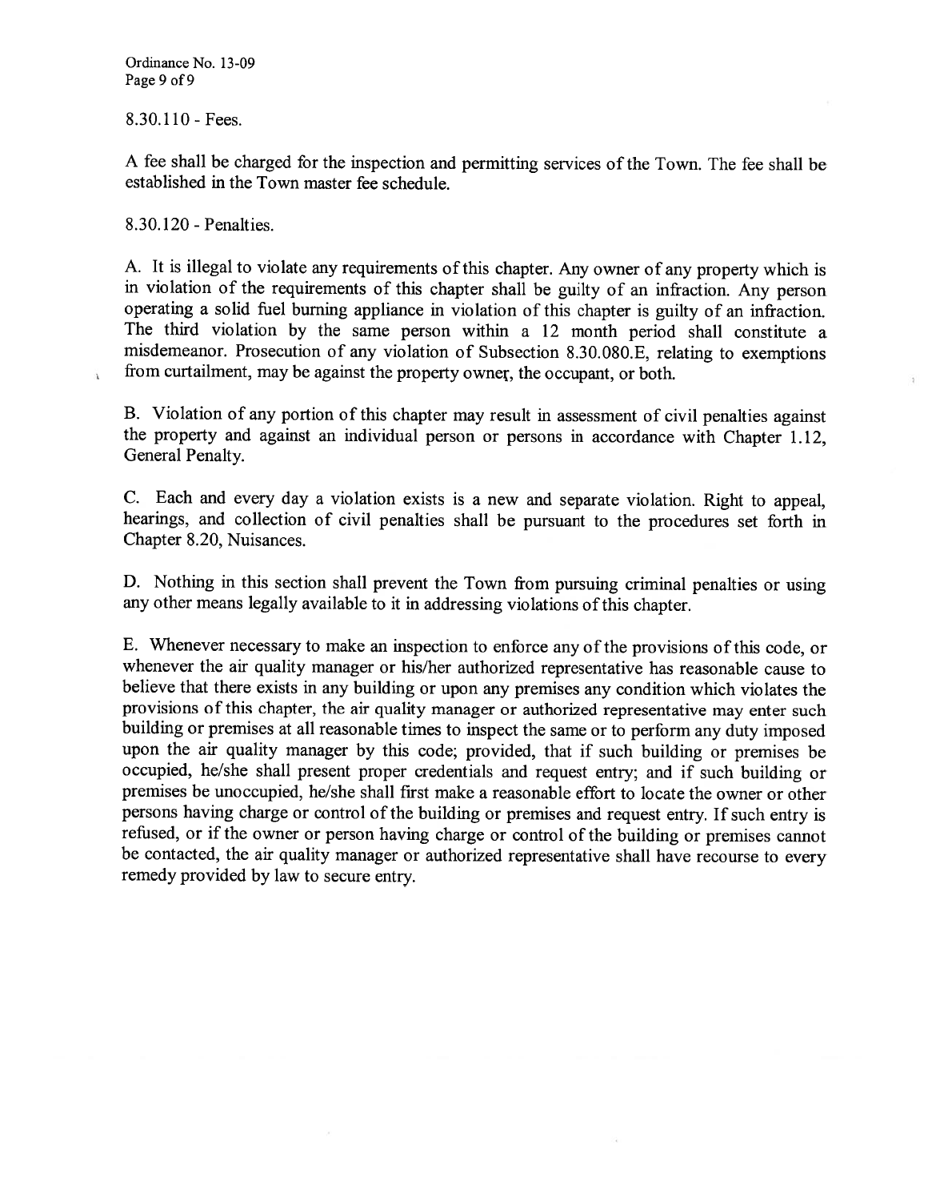8.30.110 - Fees.

A fee shall be charged for the inspection and permitting services of the Town. The fee shall be established in the Town master fee schedule.

8.30.120 - Penalties.

A. It is illegal to violate any requirements of this chapter. Any owner of any property which is in violation of the requirements of this chapter shall be guilty of an infraction. Any person operating a solid fuel burning appliance in violation of this chapter is guilty of an infraction. The third violation by the same person within a 12 month period shall constitute a misdemeanor. Prosecution of any violation of Subsection 8.30.080.E, relating to exemptions from curtailment, may be against the property owner, the occupant, or both.

B. Violation of any portion of this chapter may result in assessment of civil penalties against the property and against an individual person or persons in accordance with Chapter 1.12, General Penalty.

C. Each and every day a violation exists is a new and separate violation. Right to appeal, hearings, and collection of civil penalties shall be pursuant to the procedures set forth in Chapter 8.20, Nuisances.

D. Nothing in this section shall prevent the Town from pursuing criminal penalties or using any other means legally available to it in addressing violations of this chapter.

E. Whenever necessary to make an inspection to enforce any of the provisions of this code, or whenever the air quality manager or his/her authorized representative has reasonable cause to believe that there exists in any building or upon any premises any condition which violates the provisions of this chapter, the air quality manager or authorized representative may enter such building or premises at all reasonable times to inspect the same or to perform any duty imposed upon the air quality manager by this code; provided, that if such building or premises be occupied, he/she shall present proper credentials and request entry; and if such building or premises be unoccupied, he/she shall first make a reasonable effort to locate the owner or other persons having charge or control of the building or premises and request entry. If such entry is refused, or if the owner or person having charge or control of the building or premises cannot be contacted, the air quality manager or authorized representative shall have recourse to every remedy provided by law to secure entry.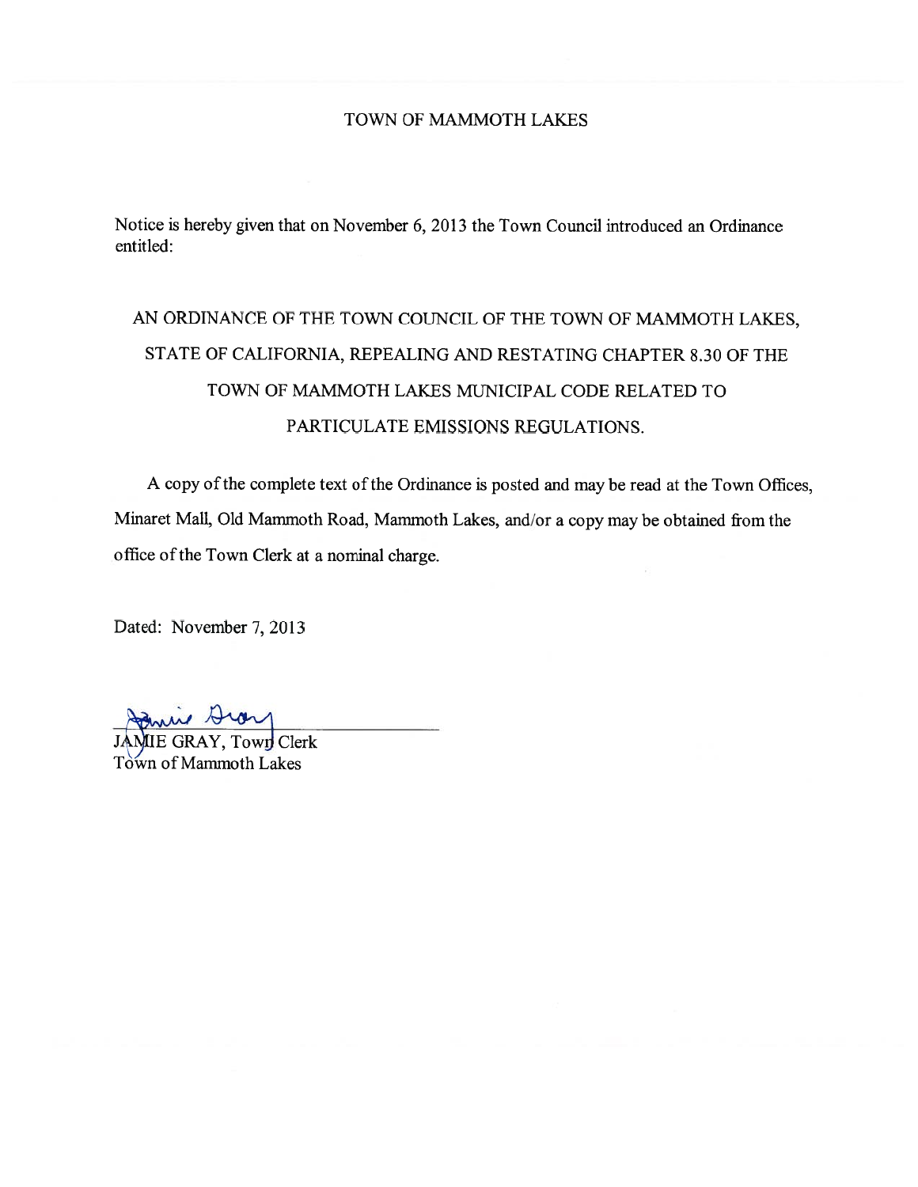# TOWN OF MAMMOTH LAKES

Notice is hereby given that on November 6, 2013 the Town Council introduced an Ordinance entitled:

## AN ORDINANCE OF THE TOWN COUNCIL OF THE TOWN OF MAMMOTH LAKES, STATE OF CALIFORNIA, REPEALING AND RESTATING CHAPTER 8.30 OF THE TOWN OF MAMMOTH LAKES MUNICIPAL CODE RELATED TO PARTICULATE EMISSIONS REGULATIONS.

A copy of the complete text of the Ordinance is posted and may be read at the Town Offices, Minaret Mall, Old Mammoth Road, Mammoth Lakes, and/or a copy may be obtained from the office of the Town Clerk at a nominal charge.

Dated: November 7, 2013

JAMIE GRAY, Town Clerk
Town of Mammoth Lakes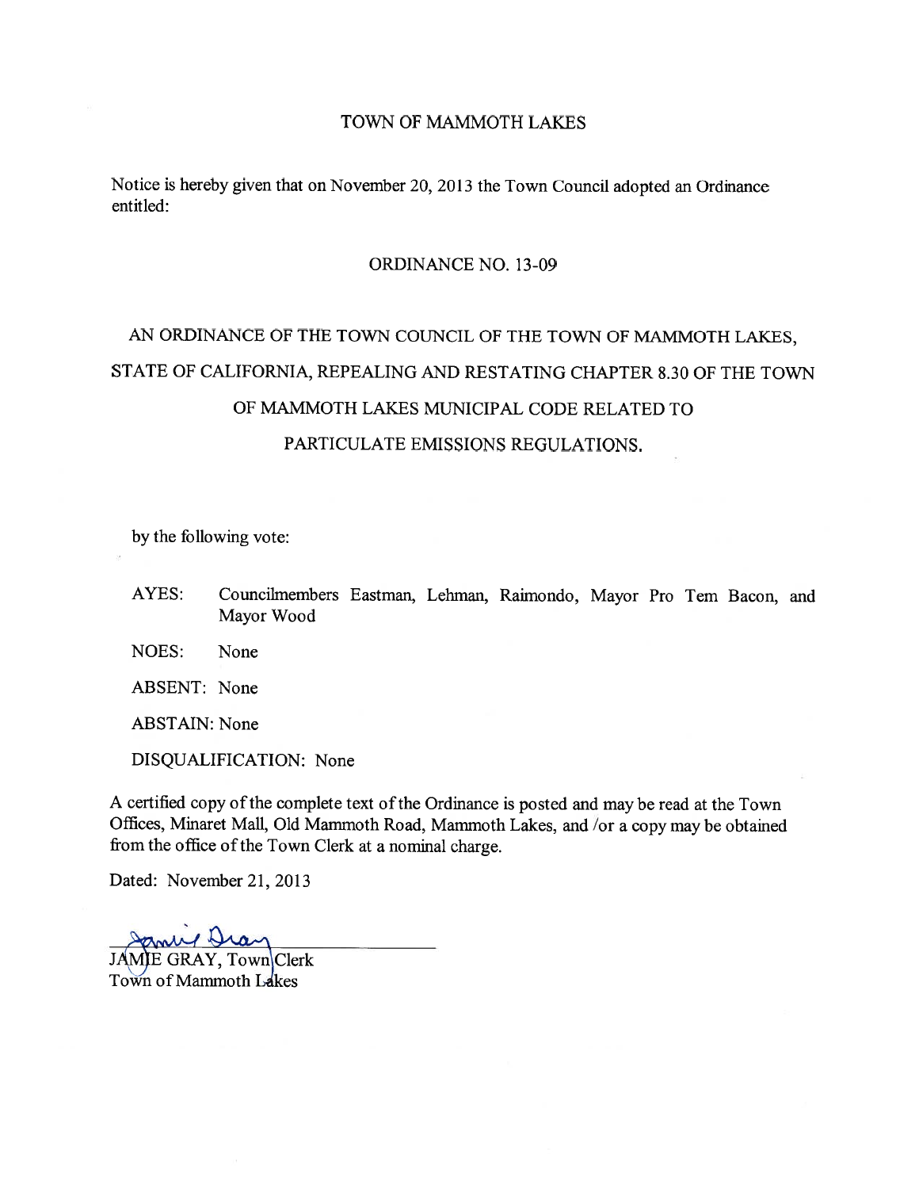TOWN OF MAMMOTH LAKES

Notice is hereby given that on November 20, 2013 the Town Council adopted an Ordinance entitled:

ORDINANCE NO. 13-09

AN ORDINANCE OF THE TOWN COUNCIL OF THE TOWN OF MAMMOTH LAKES, STATE OF CALIFORNIA, REPEALING AND RESTATING CHAPTER 8.30 OF THE TOWN OF MAMMOTH LAKES MUNICIPAL CODE RELATED TO PARTICULATE EMISSIONS REGULATIONS.

by the following vote:

AYES: Councilmembers Eastman, Lehman, Raimondo, Mayor Pro Tem Bacon, and Mayor Wood

NOES: None

ABSENT: None

ABSTAIN: None

DISQUALIFICATION: None

A certified copy of the complete text of the Ordinance is posted and may be read at the Town Offices, Minaret Mall, Old Mammoth Road, Mammoth Lakes, and /or a copy may be obtained from the office of the Town Clerk at a nominal charge.

Dated: November 21, 2013

Jamie Gray

JAMIE GRAY, Town Clerk
Town of Mammoth Lakes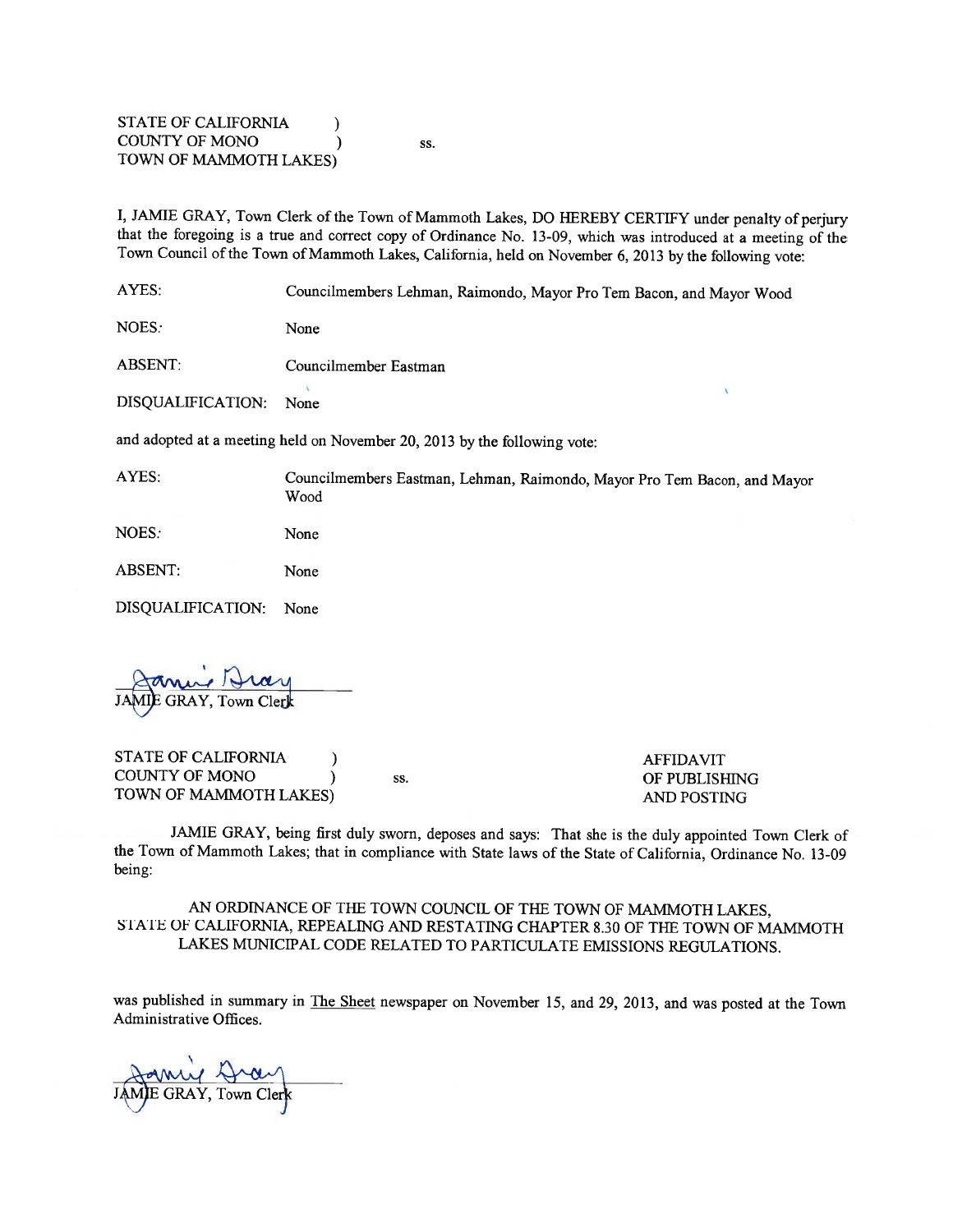STATE OF CALIFORNIA )
COUNTY OF MONO ) ss.
TOWN OF MAMMOTH LAKES)

I, JAMIE GRAY, Town Clerk of the Town of Mammoth Lakes, DO HEREBY CERTIFY under penalty of perjury that the foregoing is a true and correct copy of Ordinance No. 13-09, which was introduced at a meeting of the Town Council of the Town of Mammoth Lakes, California, held on November 6, 2013 by the following vote:

| | |
|---|---|
| AYES: | Councilmembers Lehman, Raimondo, Mayor Pro Tem Bacon, and Mayor Wood |
| NOES: | None |
| ABSENT: | Councilmember Eastman |
| DISQUALIFICATION: | None |

and adopted at a meeting held on November 20, 2013 by the following vote:

| | |
|---|---|
| AYES: | Councilmembers Eastman, Lehman, Raimondo, Mayor Pro Tem Bacon, and Mayor Wood |
| NOES: | None |
| ABSENT: | None |
| DISQUALIFICATION: | None |

JAMIE GRAY, Town Clerk

STATE OF CALIFORNIA )
COUNTY OF MONO ) ss.
TOWN OF MAMMOTH LAKES)

AFFIDAVIT
OF PUBLISHING
AND POSTING

JAMIE GRAY, being first duly sworn, deposes and says: That she is the duly appointed Town Clerk of the Town of Mammoth Lakes; that in compliance with State laws of the State of California, Ordinance No. 13-09 being:

AN ORDINANCE OF THE TOWN COUNCIL OF THE TOWN OF MAMMOTH LAKES, STATE OF CALIFORNIA, REPEALING AND RESTATING CHAPTER 8.30 OF THE TOWN OF MAMMOTH LAKES MUNICIPAL CODE RELATED TO PARTICULATE EMISSIONS REGULATIONS.

was published in summary in The Sheet newspaper on November 15, and 29, 2013, and was posted at the Town Administrative Offices.

JAMIE GRAY, Town Clerk